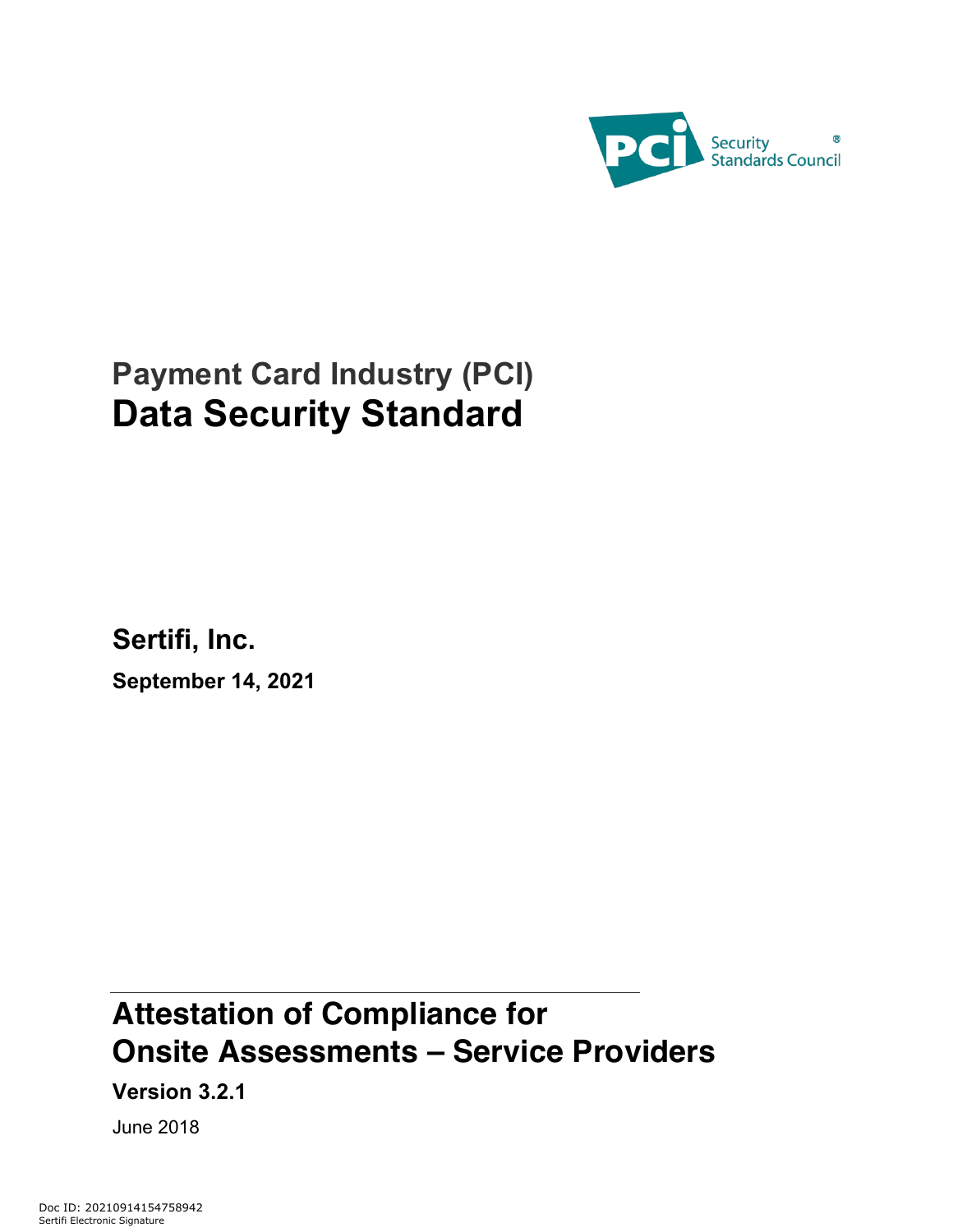PCI Security Standards Council®

# Payment Card Industry (PCI)
# Data Security Standard

**Sertifi, Inc.**

**September 14, 2021**

## Attestation of Compliance for Onsite Assessments – Service Providers

**Version 3.2.1**

June 2018

Doc ID: 20210914154758942
Sertifi Electronic Signature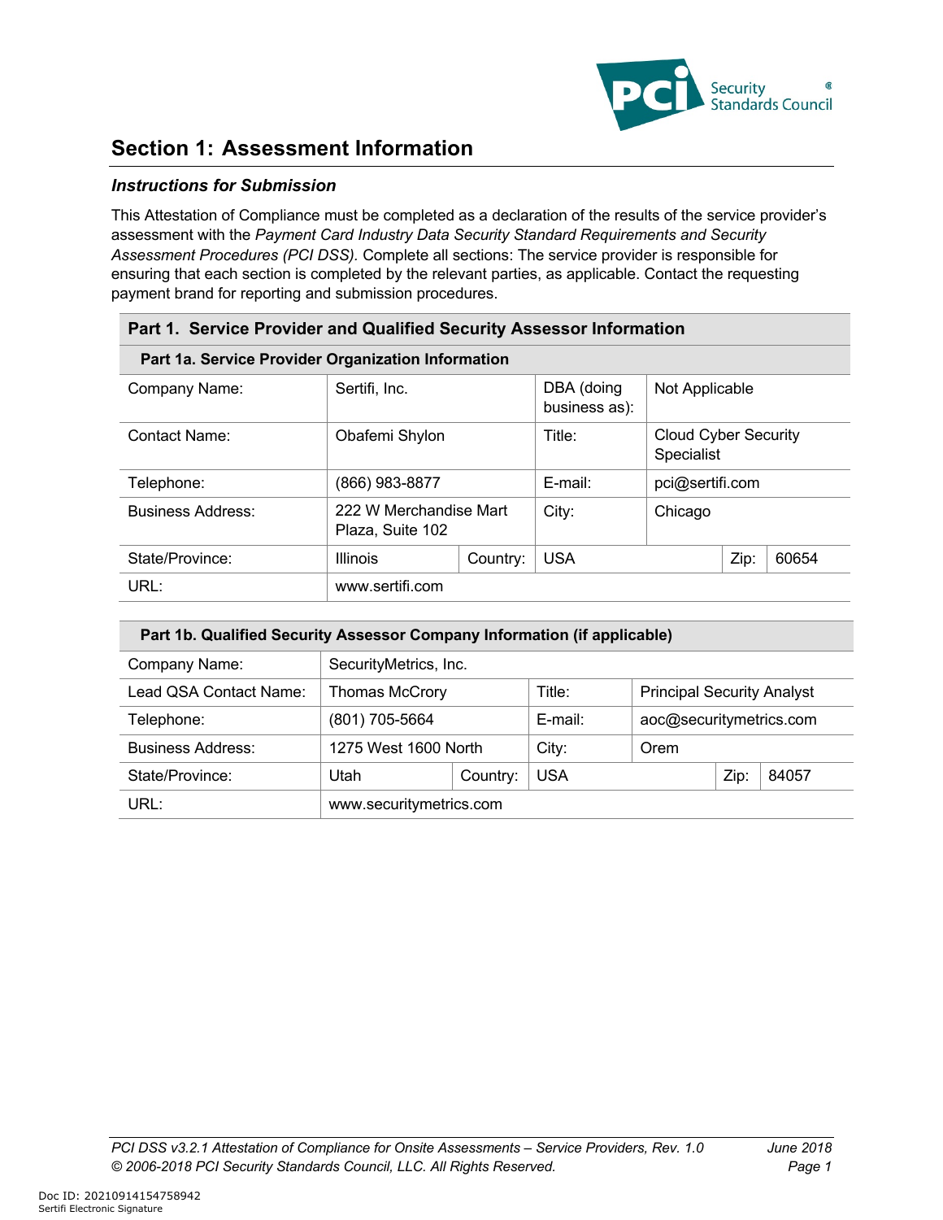## Section 1: Assessment Information

### *Instructions for Submission*

This Attestation of Compliance must be completed as a declaration of the results of the service provider's assessment with the *Payment Card Industry Data Security Standard Requirements and Security Assessment Procedures (PCI DSS).* Complete all sections: The service provider is responsible for ensuring that each section is completed by the relevant parties, as applicable. Contact the requesting payment brand for reporting and submission procedures.

| **Part 1. Service Provider and Qualified Security Assessor Information** | | | | | | |
|---|---|---|---|---|---|---|
| **Part 1a. Service Provider Organization Information** | | | | | | |
| Company Name: | Sertifi, Inc. | | DBA (doing business as): | Not Applicable | | |
| Contact Name: | Obafemi Shylon | | Title: | Cloud Cyber Security Specialist | | |
| Telephone: | (866) 983-8877 | | E-mail: | pci@sertifi.com | | |
| Business Address: | 222 W Merchandise Mart Plaza, Suite 102 | | City: | Chicago | | |
| State/Province: | Illinois | Country: | USA | | Zip: | 60654 |
| URL: | www.sertifi.com | | | | | |

| **Part 1b. Qualified Security Assessor Company Information (if applicable)** | | | | | | |
|---|---|---|---|---|---|---|
| Company Name: | SecurityMetrics, Inc. | | | | | |
| Lead QSA Contact Name: | Thomas McCrory | | Title: | Principal Security Analyst | | |
| Telephone: | (801) 705-5664 | | E-mail: | aoc@securitymetrics.com | | |
| Business Address: | 1275 West 1600 North | | City: | Orem | | |
| State/Province: | Utah | Country: | USA | | Zip: | 84057 |
| URL: | www.securitymetrics.com | | | | | |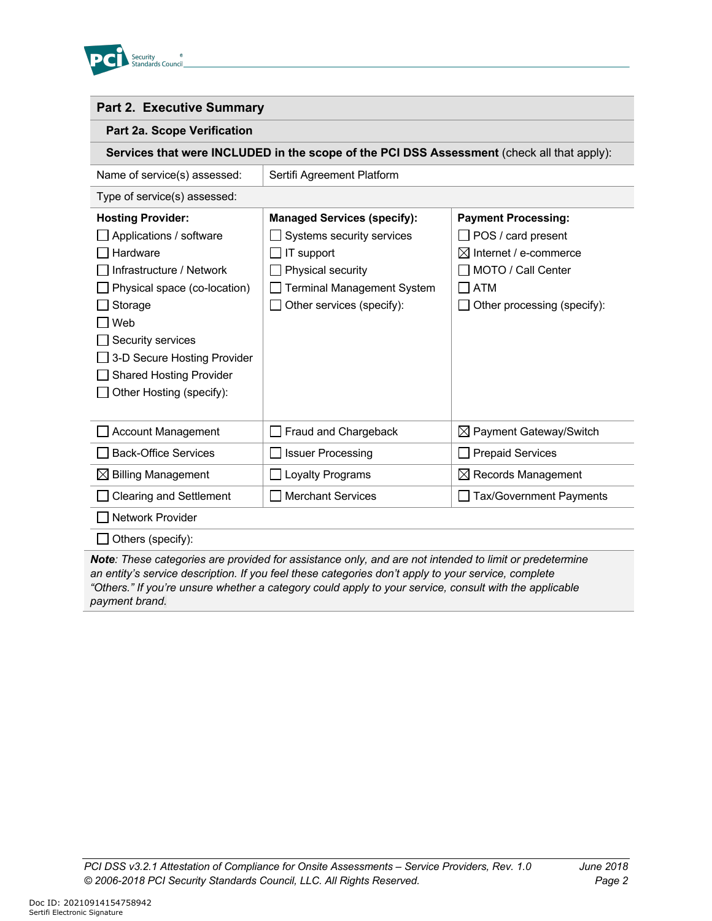## Part 2. Executive Summary

### Part 2a. Scope Verification

**Services that were INCLUDED in the scope of the PCI DSS Assessment** (check all that apply):

| Name of service(s) assessed: | Sertifi Agreement Platform | |
|---|---|---|
| Type of service(s) assessed: | | |
| **Hosting Provider:**<br>☐ Applications / software<br>☐ Hardware<br>☐ Infrastructure / Network<br>☐ Physical space (co-location)<br>☐ Storage<br>☐ Web<br>☐ Security services<br>☐ 3-D Secure Hosting Provider<br>☐ Shared Hosting Provider<br>☐ Other Hosting (specify): | **Managed Services (specify):**<br>☐ Systems security services<br>☐ IT support<br>☐ Physical security<br>☐ Terminal Management System<br>☐ Other services (specify): | **Payment Processing:**<br>☐ POS / card present<br>☒ Internet / e-commerce<br>☐ MOTO / Call Center<br>☐ ATM<br>☐ Other processing (specify): |
| ☐ Account Management | ☐ Fraud and Chargeback | ☒ Payment Gateway/Switch |
| ☐ Back-Office Services | ☐ Issuer Processing | ☐ Prepaid Services |
| ☒ Billing Management | ☐ Loyalty Programs | ☒ Records Management |
| ☐ Clearing and Settlement | ☐ Merchant Services | ☐ Tax/Government Payments |
| ☐ Network Provider | | |
| ☐ Others (specify): | | |

***Note**: These categories are provided for assistance only, and are not intended to limit or predetermine an entity's service description. If you feel these categories don't apply to your service, complete "Others." If you're unsure whether a category could apply to your service, consult with the applicable payment brand.*

Doc ID: 20210914154758942
Sertifi Electronic Signature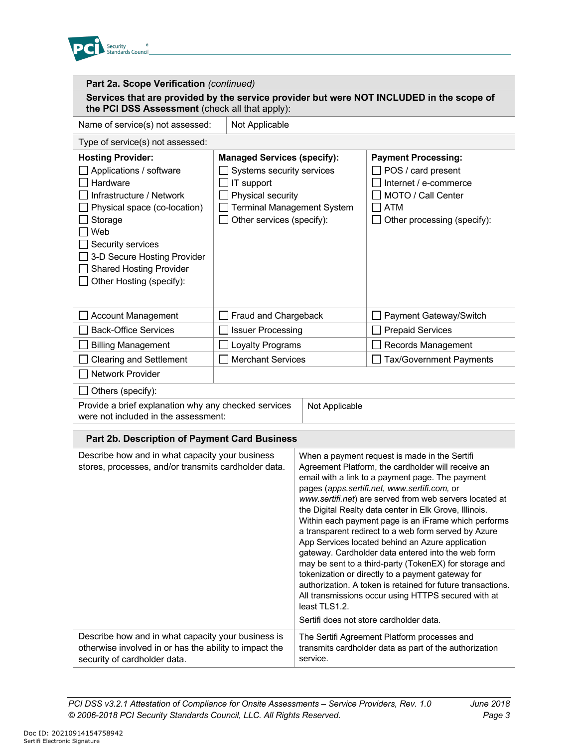## Part 2a. Scope Verification *(continued)*

**Services that are provided by the service provider but were NOT INCLUDED in the scope of the PCI DSS Assessment** (check all that apply):

| Name of service(s) not assessed: | Not Applicable |
|---|---|

Type of service(s) not assessed:

| **Hosting Provider:** | **Managed Services (specify):** | **Payment Processing:** |
|---|---|---|
| ☐ Applications / software | ☐ Systems security services | ☐ POS / card present |
| ☐ Hardware | ☐ IT support | ☐ Internet / e-commerce |
| ☐ Infrastructure / Network | ☐ Physical security | ☐ MOTO / Call Center |
| ☐ Physical space (co-location) | ☐ Terminal Management System | ☐ ATM |
| ☐ Storage | ☐ Other services (specify): | ☐ Other processing (specify): |
| ☐ Web | | |
| ☐ Security services | | |
| ☐ 3-D Secure Hosting Provider | | |
| ☐ Shared Hosting Provider | | |
| ☐ Other Hosting (specify): | | |
| ☐ Account Management | ☐ Fraud and Chargeback | ☐ Payment Gateway/Switch |
| ☐ Back-Office Services | ☐ Issuer Processing | ☐ Prepaid Services |
| ☐ Billing Management | ☐ Loyalty Programs | ☐ Records Management |
| ☐ Clearing and Settlement | ☐ Merchant Services | ☐ Tax/Government Payments |
| ☐ Network Provider | | |

☐ Others (specify):

| Provide a brief explanation why any checked services were not included in the assessment: | Not Applicable |
|---|---|

## Part 2b. Description of Payment Card Business

| | |
|---|---|
| Describe how and in what capacity your business stores, processes, and/or transmits cardholder data. | When a payment request is made in the Sertifi Agreement Platform, the cardholder will receive an email with a link to a payment page. The payment pages (*apps.sertifi.net, www.sertifi.com,* or *www.sertifi.net*) are served from web servers located at the Digital Realty data center in Elk Grove, Illinois. Within each payment page is an iFrame which performs a transparent redirect to a web form served by Azure App Services located behind an Azure application gateway. Cardholder data entered into the web form may be sent to a third-party (TokenEX) for storage and tokenization or directly to a payment gateway for authorization. A token is retained for future transactions. All transmissions occur using HTTPS secured with at least TLS1.2.<br><br>Sertifi does not store cardholder data. |
| Describe how and in what capacity your business is otherwise involved in or has the ability to impact the security of cardholder data. | The Sertifi Agreement Platform processes and transmits cardholder data as part of the authorization service. |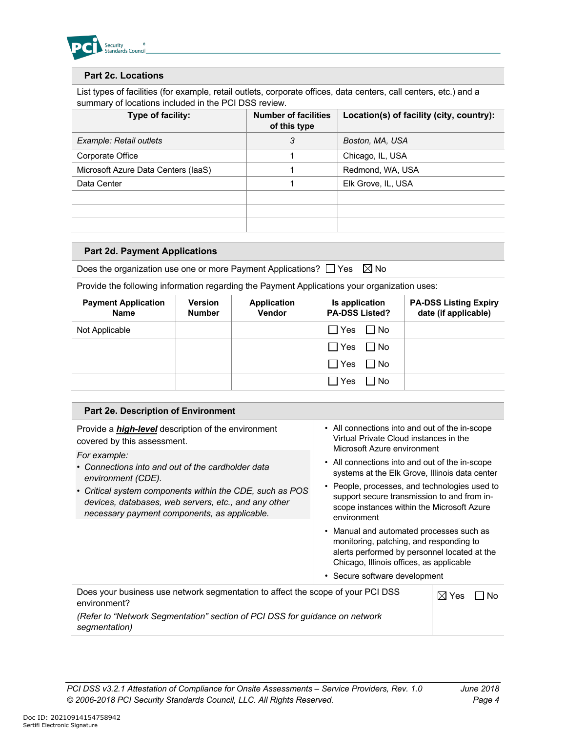## Part 2c. Locations

List types of facilities (for example, retail outlets, corporate offices, data centers, call centers, etc.) and a summary of locations included in the PCI DSS review.

| Type of facility: | Number of facilities of this type | Location(s) of facility (city, country): |
|---|---|---|
| *Example: Retail outlets* | *3* | *Boston, MA, USA* |
| Corporate Office | 1 | Chicago, IL, USA |
| Microsoft Azure Data Centers (IaaS) | 1 | Redmond, WA, USA |
| Data Center | 1 | Elk Grove, IL, USA |
| | | |
| | | |
| | | |

## Part 2d. Payment Applications

Does the organization use one or more Payment Applications? ☐ Yes ☒ No

Provide the following information regarding the Payment Applications your organization uses:

| Payment Application Name | Version Number | Application Vendor | Is application PA-DSS Listed? | PA-DSS Listing Expiry date (if applicable) |
|---|---|---|---|---|
| Not Applicable | | | ☐ Yes ☐ No | |
| | | | ☐ Yes ☐ No | |
| | | | ☐ Yes ☐ No | |
| | | | ☐ Yes ☐ No | |

## Part 2e. Description of Environment

Provide a ***high-level*** description of the environment covered by this assessment.

*For example:*

- *Connections into and out of the cardholder data environment (CDE).*
- *Critical system components within the CDE, such as POS devices, databases, web servers, etc., and any other necessary payment components, as applicable.*

- All connections into and out of the in-scope Virtual Private Cloud instances in the Microsoft Azure environment
- All connections into and out of the in-scope systems at the Elk Grove, Illinois data center
- People, processes, and technologies used to support secure transmission to and from in-scope instances within the Microsoft Azure environment
- Manual and automated processes such as monitoring, patching, and responding to alerts performed by personnel located at the Chicago, Illinois offices, as applicable
- Secure software development

Does your business use network segmentation to affect the scope of your PCI DSS environment?

*(Refer to "Network Segmentation" section of PCI DSS for guidance on network segmentation)*

☒ Yes ☐ No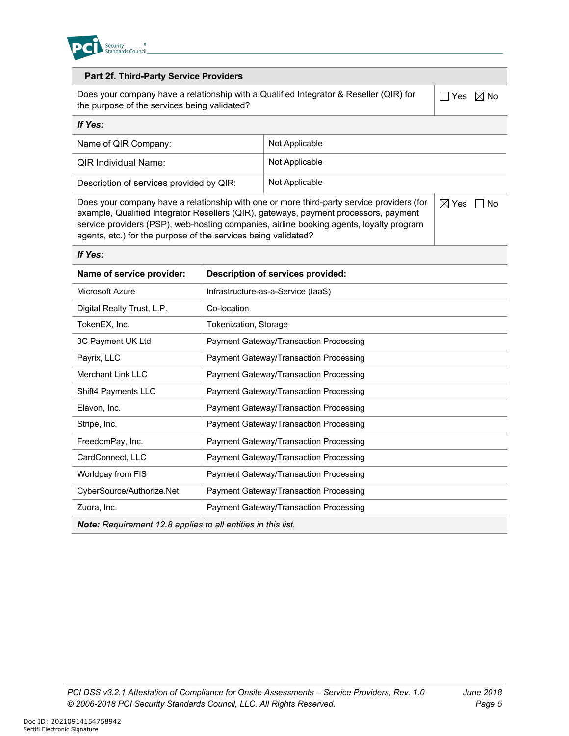## Part 2f. Third-Party Service Providers

| Does your company have a relationship with a Qualified Integrator & Reseller (QIR) for the purpose of the services being validated? | ☐ Yes ☒ No |
|---|---|

***If Yes:***

| | |
|---|---|
| Name of QIR Company: | Not Applicable |
| QIR Individual Name: | Not Applicable |
| Description of services provided by QIR: | Not Applicable |

| Does your company have a relationship with one or more third-party service providers (for example, Qualified Integrator Resellers (QIR), gateways, payment processors, payment service providers (PSP), web-hosting companies, airline booking agents, loyalty program agents, etc.) for the purpose of the services being validated? | ☒ Yes ☐ No |
|---|---|

***If Yes:***

| **Name of service provider:** | **Description of services provided:** |
|---|---|
| Microsoft Azure | Infrastructure-as-a-Service (IaaS) |
| Digital Realty Trust, L.P. | Co-location |
| TokenEX, Inc. | Tokenization, Storage |
| 3C Payment UK Ltd | Payment Gateway/Transaction Processing |
| Payrix, LLC | Payment Gateway/Transaction Processing |
| Merchant Link LLC | Payment Gateway/Transaction Processing |
| Shift4 Payments LLC | Payment Gateway/Transaction Processing |
| Elavon, Inc. | Payment Gateway/Transaction Processing |
| Stripe, Inc. | Payment Gateway/Transaction Processing |
| FreedomPay, Inc. | Payment Gateway/Transaction Processing |
| CardConnect, LLC | Payment Gateway/Transaction Processing |
| Worldpay from FIS | Payment Gateway/Transaction Processing |
| CyberSource/Authorize.Net | Payment Gateway/Transaction Processing |
| Zuora, Inc. | Payment Gateway/Transaction Processing |

***Note:** Requirement 12.8 applies to all entities in this list.*

Doc ID: 20210914154758942
Sertifi Electronic Signature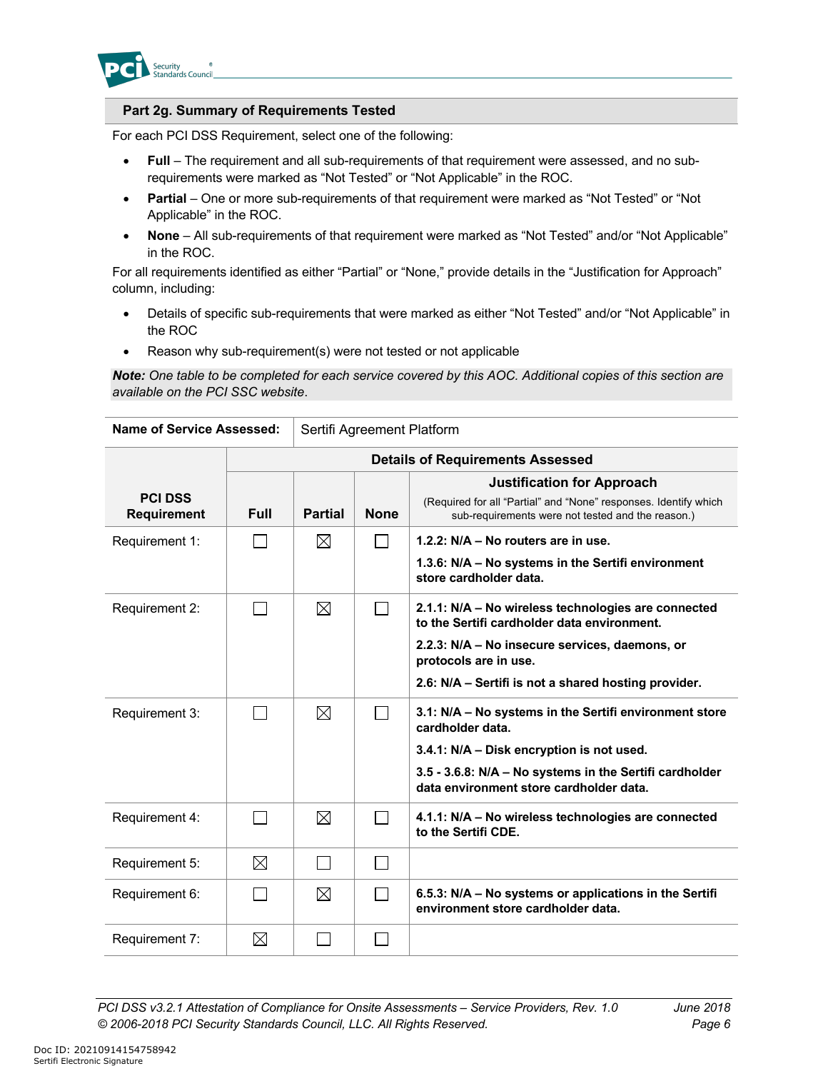## Part 2g. Summary of Requirements Tested

For each PCI DSS Requirement, select one of the following:

- **Full** – The requirement and all sub-requirements of that requirement were assessed, and no sub-requirements were marked as "Not Tested" or "Not Applicable" in the ROC.
- **Partial** – One or more sub-requirements of that requirement were marked as "Not Tested" or "Not Applicable" in the ROC.
- **None** – All sub-requirements of that requirement were marked as "Not Tested" and/or "Not Applicable" in the ROC.

For all requirements identified as either "Partial" or "None," provide details in the "Justification for Approach" column, including:

- Details of specific sub-requirements that were marked as either "Not Tested" and/or "Not Applicable" in the ROC
- Reason why sub-requirement(s) were not tested or not applicable

***Note:*** *One table to be completed for each service covered by this AOC. Additional copies of this section are available on the PCI SSC website.*

| **Name of Service Assessed:** | Sertifi Agreement Platform | | | |
|---|---|---|---|---|
| | **Details of Requirements Assessed** | | | |
| **PCI DSS Requirement** | **Full** | **Partial** | **None** | **Justification for Approach** (Required for all "Partial" and "None" responses. Identify which sub-requirements were not tested and the reason.) |
| Requirement 1: | ☐ | ☒ | ☐ | **1.2.2: N/A – No routers are in use.**<br>**1.3.6: N/A – No systems in the Sertifi environment store cardholder data.** |
| Requirement 2: | ☐ | ☒ | ☐ | **2.1.1: N/A – No wireless technologies are connected to the Sertifi cardholder data environment.**<br>**2.2.3: N/A – No insecure services, daemons, or protocols are in use.**<br>**2.6: N/A – Sertifi is not a shared hosting provider.** |
| Requirement 3: | ☐ | ☒ | ☐ | **3.1: N/A – No systems in the Sertifi environment store cardholder data.**<br>**3.4.1: N/A – Disk encryption is not used.**<br>**3.5 - 3.6.8: N/A – No systems in the Sertifi cardholder data environment store cardholder data.** |
| Requirement 4: | ☐ | ☒ | ☐ | **4.1.1: N/A – No wireless technologies are connected to the Sertifi CDE.** |
| Requirement 5: | ☒ | ☐ | ☐ | |
| Requirement 6: | ☐ | ☒ | ☐ | **6.5.3: N/A – No systems or applications in the Sertifi environment store cardholder data.** |
| Requirement 7: | ☒ | ☐ | ☐ | |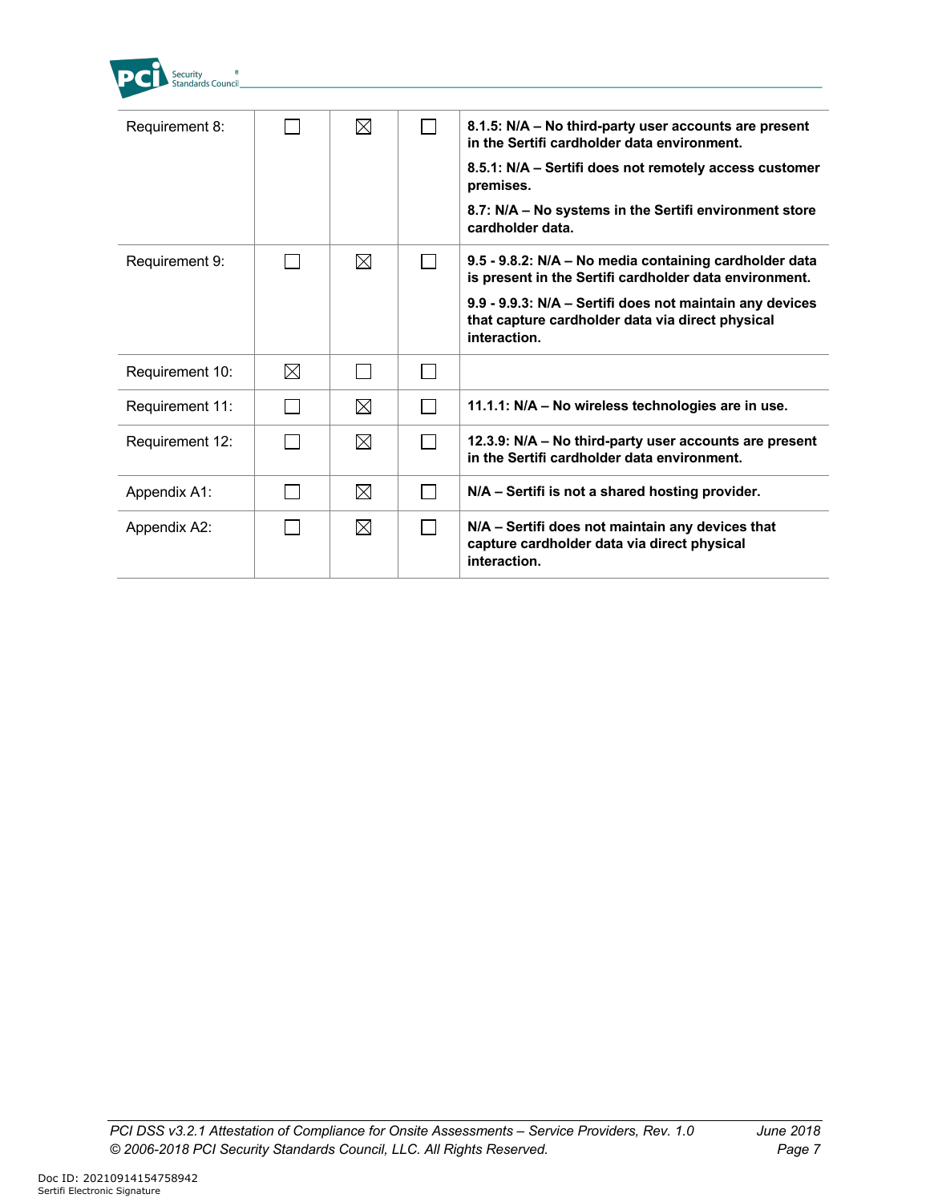| | | | | |
|---|---|---|---|---|
| Requirement 8: | ☐ | ☒ | ☐ | **8.1.5: N/A – No third-party user accounts are present in the Sertifi cardholder data environment.**<br>**8.5.1: N/A – Sertifi does not remotely access customer premises.**<br>**8.7: N/A – No systems in the Sertifi environment store cardholder data.** |
| Requirement 9: | ☐ | ☒ | ☐ | **9.5 - 9.8.2: N/A – No media containing cardholder data is present in the Sertifi cardholder data environment.**<br>**9.9 - 9.9.3: N/A – Sertifi does not maintain any devices that capture cardholder data via direct physical interaction.** |
| Requirement 10: | ☒ | ☐ | ☐ | |
| Requirement 11: | ☐ | ☒ | ☐ | **11.1.1: N/A – No wireless technologies are in use.** |
| Requirement 12: | ☐ | ☒ | ☐ | **12.3.9: N/A – No third-party user accounts are present in the Sertifi cardholder data environment.** |
| Appendix A1: | ☐ | ☒ | ☐ | **N/A – Sertifi is not a shared hosting provider.** |
| Appendix A2: | ☐ | ☒ | ☐ | **N/A – Sertifi does not maintain any devices that capture cardholder data via direct physical interaction.** |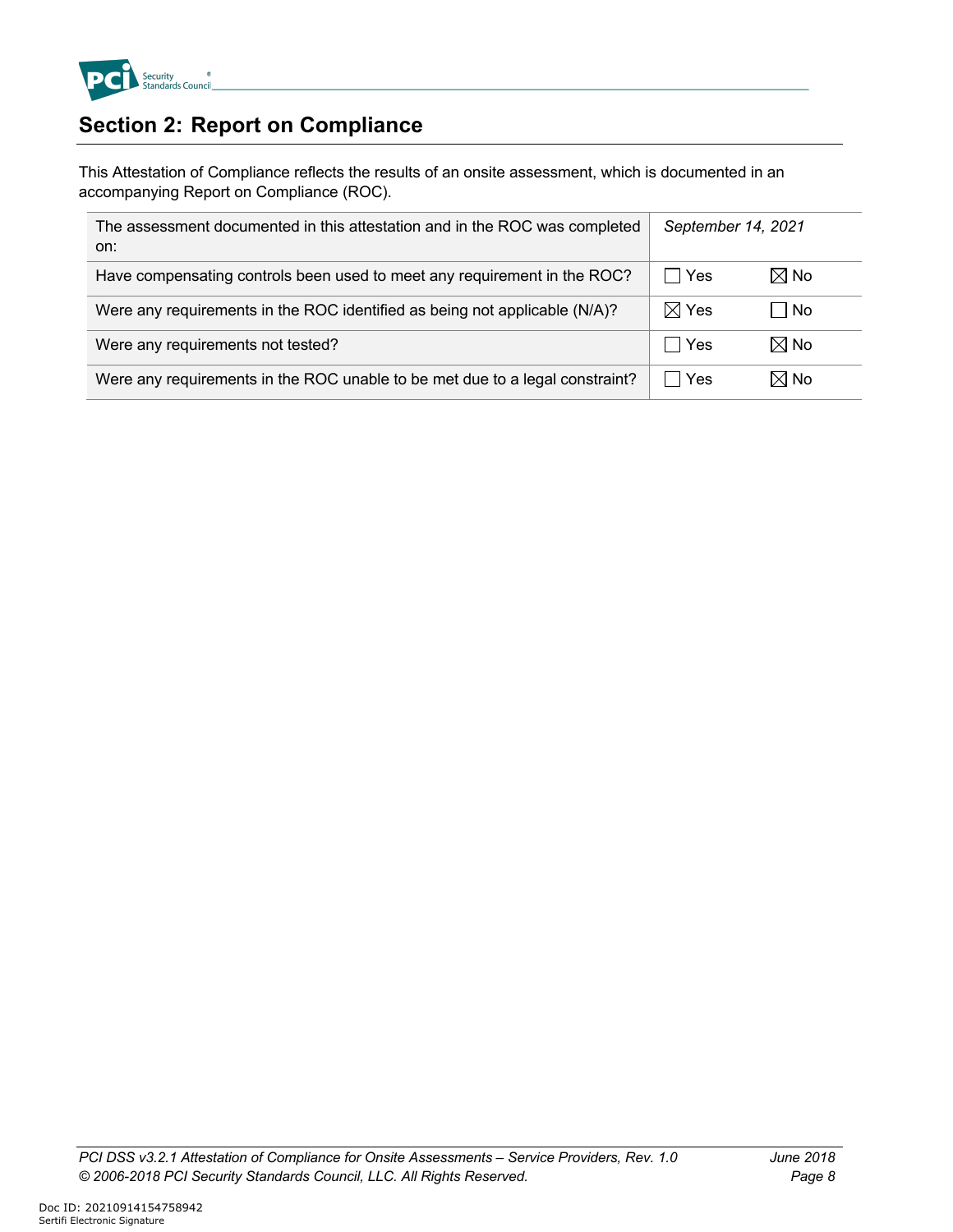## Section 2: Report on Compliance

This Attestation of Compliance reflects the results of an onsite assessment, which is documented in an accompanying Report on Compliance (ROC).

| | | |
|---|---|---|
| The assessment documented in this attestation and in the ROC was completed on: | *September 14, 2021* | |
| Have compensating controls been used to meet any requirement in the ROC? | ☐ Yes | ☒ No |
| Were any requirements in the ROC identified as being not applicable (N/A)? | ☒ Yes | ☐ No |
| Were any requirements not tested? | ☐ Yes | ☒ No |
| Were any requirements in the ROC unable to be met due to a legal constraint? | ☐ Yes | ☒ No |

Doc ID: 20210914154758942
Sertifi Electronic Signature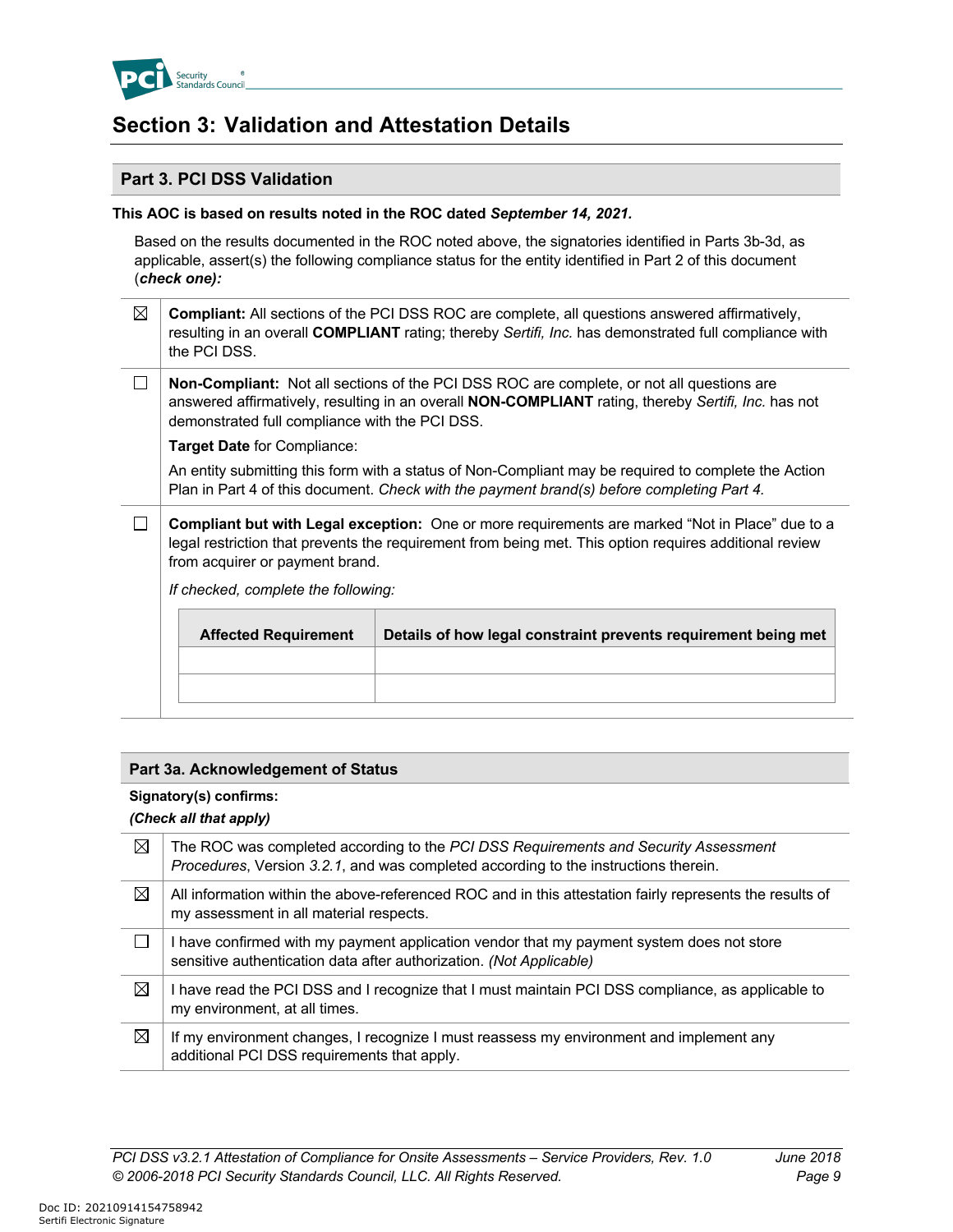# Section 3: Validation and Attestation Details

## Part 3. PCI DSS Validation

**This AOC is based on results noted in the ROC dated *September 14, 2021*.**

Based on the results documented in the ROC noted above, the signatories identified in Parts 3b-3d, as applicable, assert(s) the following compliance status for the entity identified in Part 2 of this document (***check one):***

| | |
|---|---|
| ☒ | **Compliant:** All sections of the PCI DSS ROC are complete, all questions answered affirmatively, resulting in an overall **COMPLIANT** rating; thereby *Sertifi, Inc.* has demonstrated full compliance with the PCI DSS. |
| ☐ | **Non-Compliant:** Not all sections of the PCI DSS ROC are complete, or not all questions are answered affirmatively, resulting in an overall **NON-COMPLIANT** rating, thereby *Sertifi, Inc.* has not demonstrated full compliance with the PCI DSS.<br>**Target Date** for Compliance:<br>An entity submitting this form with a status of Non-Compliant may be required to complete the Action Plan in Part 4 of this document. *Check with the payment brand(s) before completing Part 4.* |
| ☐ | **Compliant but with Legal exception:** One or more requirements are marked "Not in Place" due to a legal restriction that prevents the requirement from being met. This option requires additional review from acquirer or payment brand.<br>*If checked, complete the following:* |

| Affected Requirement | Details of how legal constraint prevents requirement being met |
|---|---|
| | |
| | |

## Part 3a. Acknowledgement of Status

**Signatory(s) confirms:**

***(Check all that apply)***

| | |
|---|---|
| ☒ | The ROC was completed according to the *PCI DSS Requirements and Security Assessment Procedures*, Version *3.2.1*, and was completed according to the instructions therein. |
| ☒ | All information within the above-referenced ROC and in this attestation fairly represents the results of my assessment in all material respects. |
| ☐ | I have confirmed with my payment application vendor that my payment system does not store sensitive authentication data after authorization. *(Not Applicable)* |
| ☒ | I have read the PCI DSS and I recognize that I must maintain PCI DSS compliance, as applicable to my environment, at all times. |
| ☒ | If my environment changes, I recognize I must reassess my environment and implement any additional PCI DSS requirements that apply. |

Doc ID: 20210914154758942
Sertifi Electronic Signature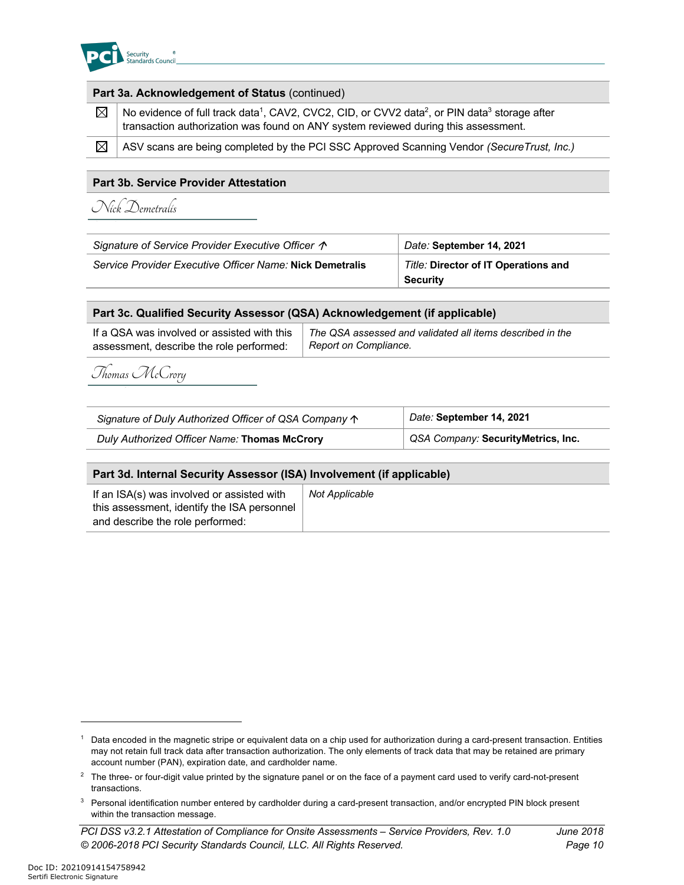| **Part 3a. Acknowledgement of Status** (continued) | |
|---|---|
| ☒ | No evidence of full track data[1], CAV2, CVC2, CID, or CVV2 data[2], or PIN data[3] storage after transaction authorization was found on ANY system reviewed during this assessment. |
| ☒ | ASV scans are being completed by the PCI SSC Approved Scanning Vendor *(SecureTrust, Inc.)* |

## Part 3b. Service Provider Attestation

*Nick Demetralis*

| *Signature of Service Provider Executive Officer ↑* | *Date:* **September 14, 2021** |
|---|---|
| *Service Provider Executive Officer Name:* **Nick Demetralis** | *Title:* **Director of IT Operations and Security** |

## Part 3c. Qualified Security Assessor (QSA) Acknowledgement (if applicable)

| If a QSA was involved or assisted with this assessment, describe the role performed: | *The QSA assessed and validated all items described in the Report on Compliance.* |
|---|---|

*Thomas McCrory*

| *Signature of Duly Authorized Officer of QSA Company ↑* | *Date:* **September 14, 2021** |
|---|---|
| *Duly Authorized Officer Name:* **Thomas McCrory** | *QSA Company:* **SecurityMetrics, Inc.** |

## Part 3d. Internal Security Assessor (ISA) Involvement (if applicable)

| If an ISA(s) was involved or assisted with this assessment, identify the ISA personnel and describe the role performed: | *Not Applicable* |
|---|---|

---

[1] Data encoded in the magnetic stripe or equivalent data on a chip used for authorization during a card-present transaction. Entities may not retain full track data after transaction authorization. The only elements of track data that may be retained are primary account number (PAN), expiration date, and cardholder name.

[2] The three- or four-digit value printed by the signature panel or on the face of a payment card used to verify card-not-present transactions.

[3] Personal identification number entered by cardholder during a card-present transaction, and/or encrypted PIN block present within the transaction message.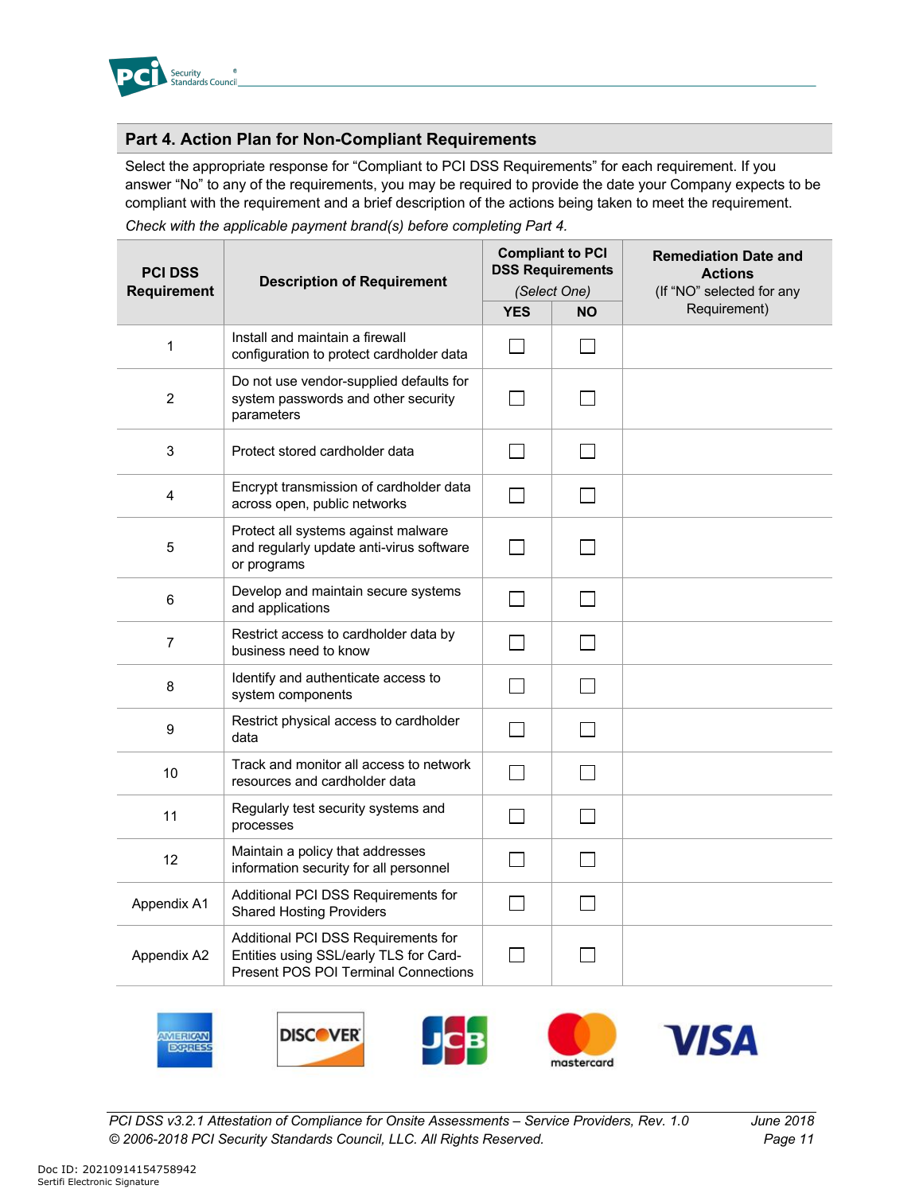## Part 4. Action Plan for Non-Compliant Requirements

Select the appropriate response for “Compliant to PCI DSS Requirements” for each requirement. If you answer “No” to any of the requirements, you may be required to provide the date your Company expects to be compliant with the requirement and a brief description of the actions being taken to meet the requirement.

*Check with the applicable payment brand(s) before completing Part 4.*

| PCI DSS Requirement | Description of Requirement | Compliant to PCI DSS Requirements (Select One) | | Remediation Date and Actions (If “NO” selected for any Requirement) |
|---|---|---|---|---|
| | | **YES** | **NO** | |
| 1 | Install and maintain a firewall configuration to protect cardholder data | ☐ | ☐ | |
| 2 | Do not use vendor-supplied defaults for system passwords and other security parameters | ☐ | ☐ | |
| 3 | Protect stored cardholder data | ☐ | ☐ | |
| 4 | Encrypt transmission of cardholder data across open, public networks | ☐ | ☐ | |
| 5 | Protect all systems against malware and regularly update anti-virus software or programs | ☐ | ☐ | |
| 6 | Develop and maintain secure systems and applications | ☐ | ☐ | |
| 7 | Restrict access to cardholder data by business need to know | ☐ | ☐ | |
| 8 | Identify and authenticate access to system components | ☐ | ☐ | |
| 9 | Restrict physical access to cardholder data | ☐ | ☐ | |
| 10 | Track and monitor all access to network resources and cardholder data | ☐ | ☐ | |
| 11 | Regularly test security systems and processes | ☐ | ☐ | |
| 12 | Maintain a policy that addresses information security for all personnel | ☐ | ☐ | |
| Appendix A1 | Additional PCI DSS Requirements for Shared Hosting Providers | ☐ | ☐ | |
| Appendix A2 | Additional PCI DSS Requirements for Entities using SSL/early TLS for Card-Present POS POI Terminal Connections | ☐ | ☐ | |

AMERICAN EXPRESS DISCOVER JCB mastercard VISA

Doc ID: 20210914154758942
Sertifi Electronic Signature